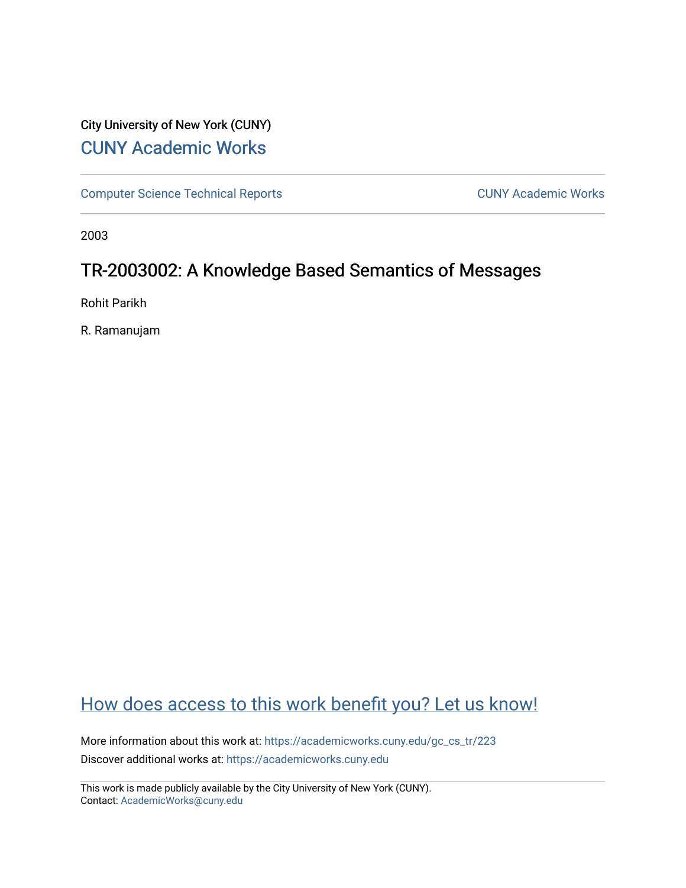City University of New York (CUNY)

# CUNY Academic Works

Computer Science Technical Reports | CUNY Academic Works

2003

## TR-2003002: A Knowledge Based Semantics of Messages

Rohit Parikh

R. Ramanujam

How does access to this work benefit you? Let us know!

More information about this work at: https://academicworks.cuny.edu/gc_cs_tr/223

Discover additional works at: https://academicworks.cuny.edu

This work is made publicly available by the City University of New York (CUNY).
Contact: AcademicWorks@cuny.edu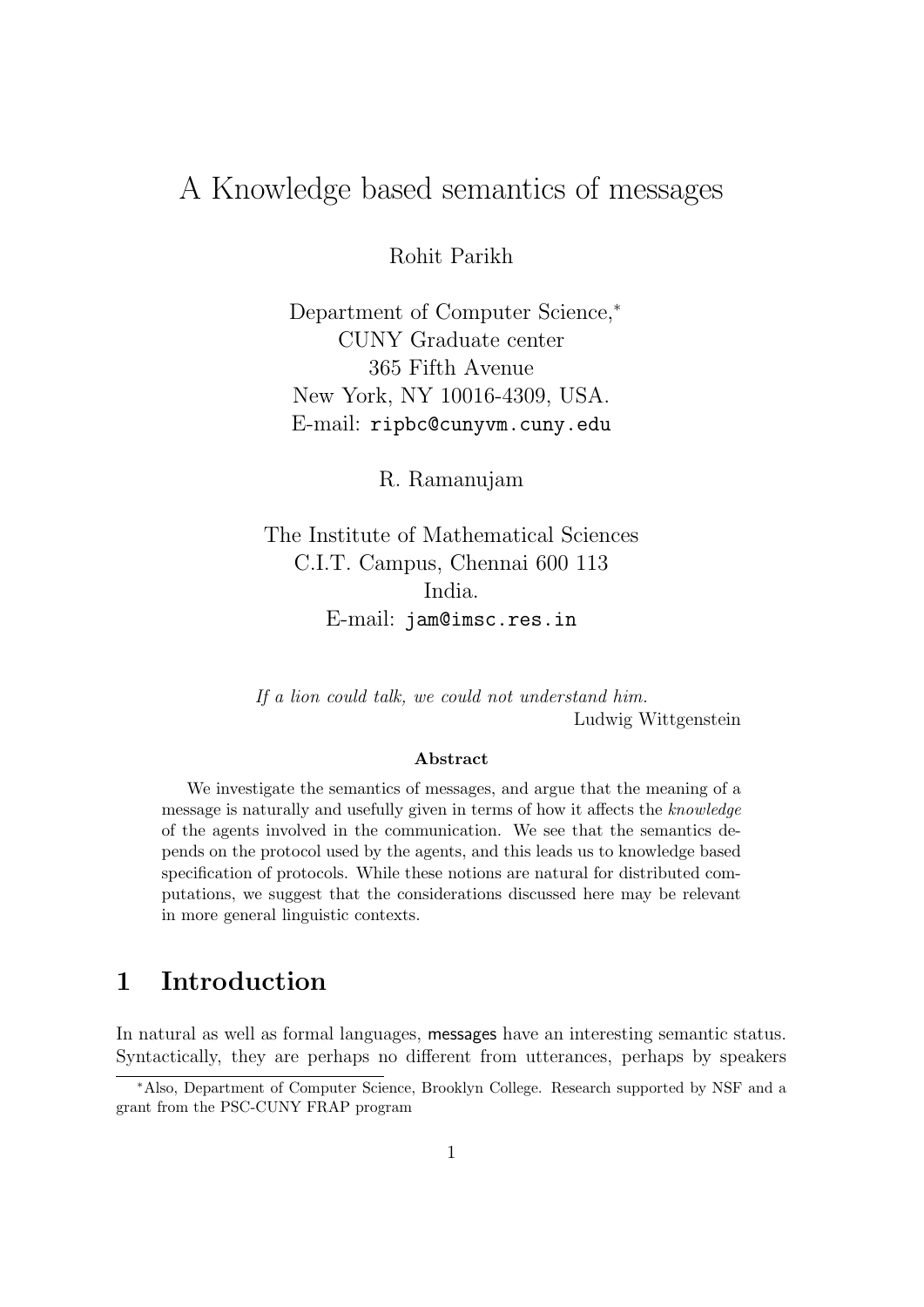# A Knowledge based semantics of messages

Rohit Parikh

Department of Computer Science,[*]
CUNY Graduate center
365 Fifth Avenue
New York, NY 10016-4309, USA.
E-mail: `ripbc@cunyvm.cuny.edu`

R. Ramanujam

The Institute of Mathematical Sciences
C.I.T. Campus, Chennai 600 113
India.
E-mail: `jam@imsc.res.in`

*If a lion could talk, we could not understand him.*
Ludwig Wittgenstein

**Abstract**

We investigate the semantics of messages, and argue that the meaning of a message is naturally and usefully given in terms of how it affects the *knowledge* of the agents involved in the communication. We see that the semantics depends on the protocol used by the agents, and this leads us to knowledge based specification of protocols. While these notions are natural for distributed computations, we suggest that the considerations discussed here may be relevant in more general linguistic contexts.

## 1 Introduction

In natural as well as formal languages, messages have an interesting semantic status. Syntactically, they are perhaps no different from utterances, perhaps by speakers

[*]Also, Department of Computer Science, Brooklyn College. Research supported by NSF and a grant from the PSC-CUNY FRAP program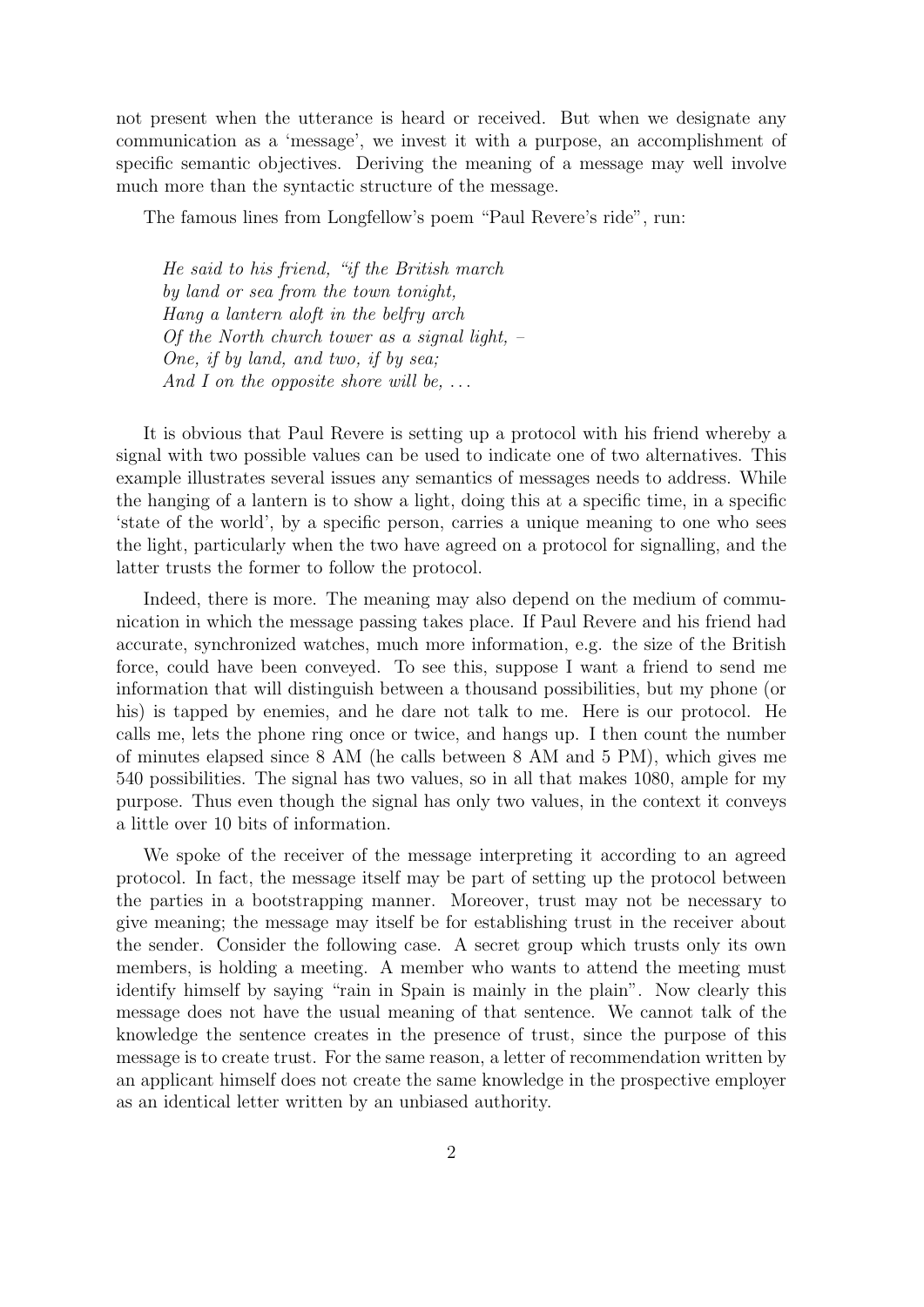not present when the utterance is heard or received. But when we designate any communication as a 'message', we invest it with a purpose, an accomplishment of specific semantic objectives. Deriving the meaning of a message may well involve much more than the syntactic structure of the message.

The famous lines from Longfellow's poem "Paul Revere's ride", run:

> *He said to his friend, "if the British march*
> *by land or sea from the town tonight,*
> *Hang a lantern aloft in the belfry arch*
> *Of the North church tower as a signal light, –*
> *One, if by land, and two, if by sea;*
> *And I on the opposite shore will be, ...*

It is obvious that Paul Revere is setting up a protocol with his friend whereby a signal with two possible values can be used to indicate one of two alternatives. This example illustrates several issues any semantics of messages needs to address. While the hanging of a lantern is to show a light, doing this at a specific time, in a specific 'state of the world', by a specific person, carries a unique meaning to one who sees the light, particularly when the two have agreed on a protocol for signalling, and the latter trusts the former to follow the protocol.

Indeed, there is more. The meaning may also depend on the medium of communication in which the message passing takes place. If Paul Revere and his friend had accurate, synchronized watches, much more information, e.g. the size of the British force, could have been conveyed. To see this, suppose I want a friend to send me information that will distinguish between a thousand possibilities, but my phone (or his) is tapped by enemies, and he dare not talk to me. Here is our protocol. He calls me, lets the phone ring once or twice, and hangs up. I then count the number of minutes elapsed since 8 AM (he calls between 8 AM and 5 PM), which gives me 540 possibilities. The signal has two values, so in all that makes 1080, ample for my purpose. Thus even though the signal has only two values, in the context it conveys a little over 10 bits of information.

We spoke of the receiver of the message interpreting it according to an agreed protocol. In fact, the message itself may be part of setting up the protocol between the parties in a bootstrapping manner. Moreover, trust may not be necessary to give meaning; the message may itself be for establishing trust in the receiver about the sender. Consider the following case. A secret group which trusts only its own members, is holding a meeting. A member who wants to attend the meeting must identify himself by saying "rain in Spain is mainly in the plain". Now clearly this message does not have the usual meaning of that sentence. We cannot talk of the knowledge the sentence creates in the presence of trust, since the purpose of this message is to create trust. For the same reason, a letter of recommendation written by an applicant himself does not create the same knowledge in the prospective employer as an identical letter written by an unbiased authority.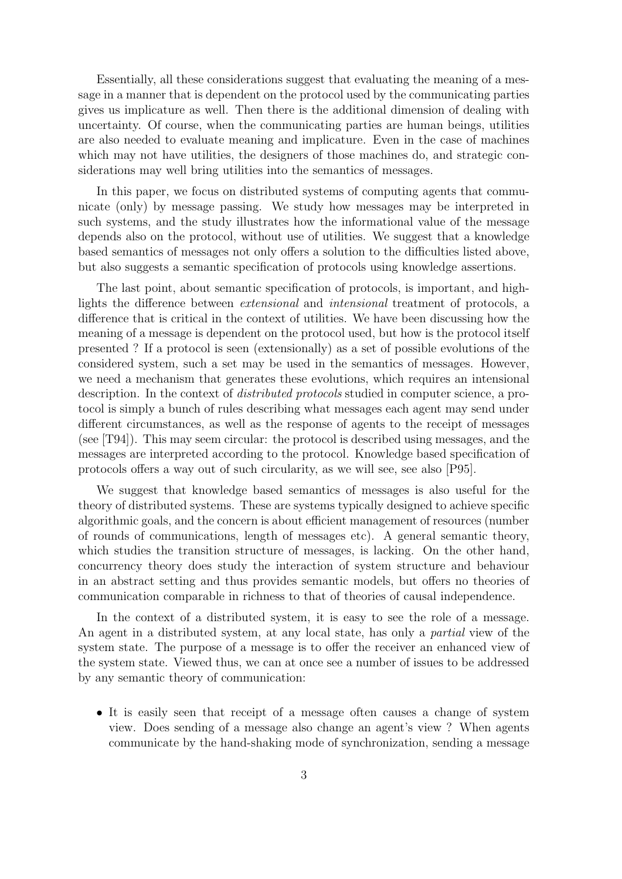Essentially, all these considerations suggest that evaluating the meaning of a message in a manner that is dependent on the protocol used by the communicating parties gives us implicature as well. Then there is the additional dimension of dealing with uncertainty. Of course, when the communicating parties are human beings, utilities are also needed to evaluate meaning and implicature. Even in the case of machines which may not have utilities, the designers of those machines do, and strategic considerations may well bring utilities into the semantics of messages.

In this paper, we focus on distributed systems of computing agents that communicate (only) by message passing. We study how messages may be interpreted in such systems, and the study illustrates how the informational value of the message depends also on the protocol, without use of utilities. We suggest that a knowledge based semantics of messages not only offers a solution to the difficulties listed above, but also suggests a semantic specification of protocols using knowledge assertions.

The last point, about semantic specification of protocols, is important, and highlights the difference between *extensional* and *intensional* treatment of protocols, a difference that is critical in the context of utilities. We have been discussing how the meaning of a message is dependent on the protocol used, but how is the protocol itself presented ? If a protocol is seen (extensionally) as a set of possible evolutions of the considered system, such a set may be used in the semantics of messages. However, we need a mechanism that generates these evolutions, which requires an intensional description. In the context of *distributed protocols* studied in computer science, a protocol is simply a bunch of rules describing what messages each agent may send under different circumstances, as well as the response of agents to the receipt of messages (see [T94]). This may seem circular: the protocol is described using messages, and the messages are interpreted according to the protocol. Knowledge based specification of protocols offers a way out of such circularity, as we will see, see also [P95].

We suggest that knowledge based semantics of messages is also useful for the theory of distributed systems. These are systems typically designed to achieve specific algorithmic goals, and the concern is about efficient management of resources (number of rounds of communications, length of messages etc). A general semantic theory, which studies the transition structure of messages, is lacking. On the other hand, concurrency theory does study the interaction of system structure and behaviour in an abstract setting and thus provides semantic models, but offers no theories of communication comparable in richness to that of theories of causal independence.

In the context of a distributed system, it is easy to see the role of a message. An agent in a distributed system, at any local state, has only a *partial* view of the system state. The purpose of a message is to offer the receiver an enhanced view of the system state. Viewed thus, we can at once see a number of issues to be addressed by any semantic theory of communication:

- It is easily seen that receipt of a message often causes a change of system view. Does sending of a message also change an agent's view ? When agents communicate by the hand-shaking mode of synchronization, sending a message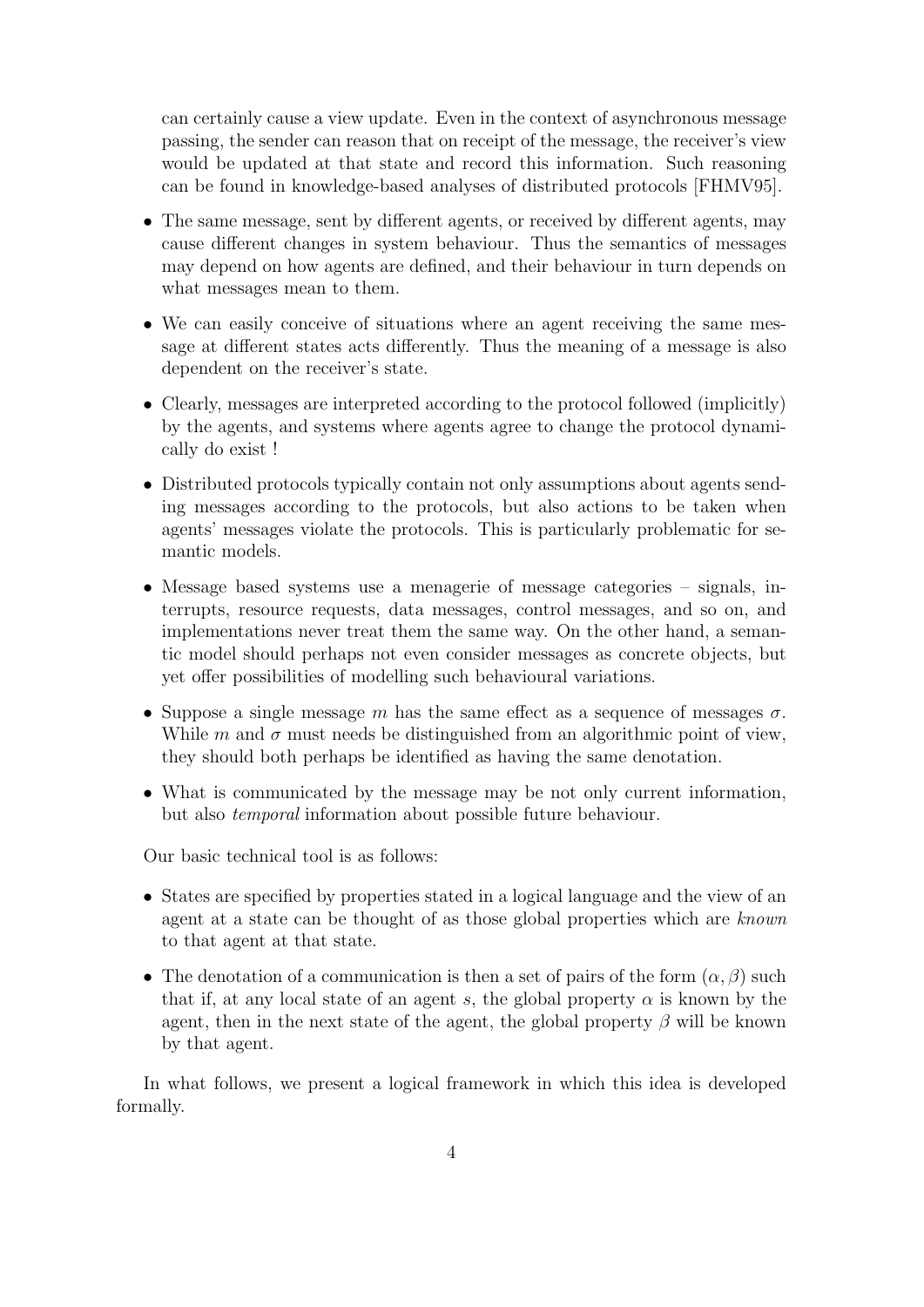can certainly cause a view update. Even in the context of asynchronous message passing, the sender can reason that on receipt of the message, the receiver's view would be updated at that state and record this information. Such reasoning can be found in knowledge-based analyses of distributed protocols [FHMV95].

- The same message, sent by different agents, or received by different agents, may cause different changes in system behaviour. Thus the semantics of messages may depend on how agents are defined, and their behaviour in turn depends on what messages mean to them.
- We can easily conceive of situations where an agent receiving the same message at different states acts differently. Thus the meaning of a message is also dependent on the receiver's state.
- Clearly, messages are interpreted according to the protocol followed (implicitly) by the agents, and systems where agents agree to change the protocol dynamically do exist !
- Distributed protocols typically contain not only assumptions about agents sending messages according to the protocols, but also actions to be taken when agents' messages violate the protocols. This is particularly problematic for semantic models.
- Message based systems use a menagerie of message categories – signals, interrupts, resource requests, data messages, control messages, and so on, and implementations never treat them the same way. On the other hand, a semantic model should perhaps not even consider messages as concrete objects, but yet offer possibilities of modelling such behavioural variations.
- Suppose a single message $m$ has the same effect as a sequence of messages $\sigma$. While $m$ and $\sigma$ must needs be distinguished from an algorithmic point of view, they should both perhaps be identified as having the same denotation.
- What is communicated by the message may be not only current information, but also *temporal* information about possible future behaviour.

Our basic technical tool is as follows:

- States are specified by properties stated in a logical language and the view of an agent at a state can be thought of as those global properties which are *known* to that agent at that state.
- The denotation of a communication is then a set of pairs of the form $(\alpha, \beta)$ such that if, at any local state of an agent $s$, the global property $\alpha$ is known by the agent, then in the next state of the agent, the global property $\beta$ will be known by that agent.

In what follows, we present a logical framework in which this idea is developed formally.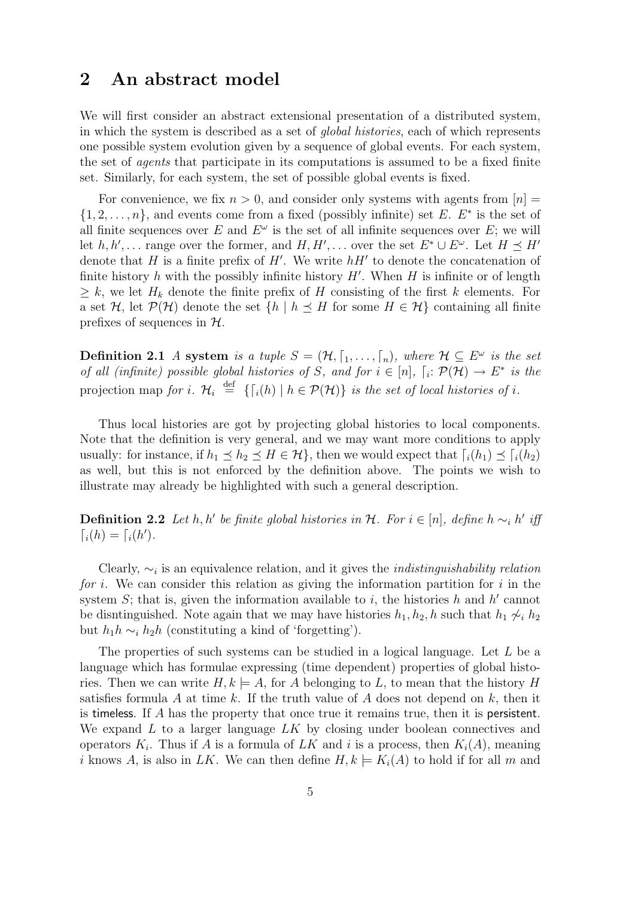## 2 An abstract model

We will first consider an abstract extensional presentation of a distributed system, in which the system is described as a set of *global histories*, each of which represents one possible system evolution given by a sequence of global events. For each system, the set of *agents* that participate in its computations is assumed to be a fixed finite set. Similarly, for each system, the set of possible global events is fixed.

For convenience, we fix $n > 0$, and consider only systems with agents from $[n] = \{1, 2, \ldots, n\}$, and events come from a fixed (possibly infinite) set $E$. $E^*$ is the set of all finite sequences over $E$ and $E^\omega$ is the set of all infinite sequences over $E$; we will let $h, h', \ldots$ range over the former, and $H, H', \ldots$ over the set $E^* \cup E^\omega$. Let $H \preceq H'$ denote that $H$ is a finite prefix of $H'$. We write $hH'$ to denote the concatenation of finite history $h$ with the possibly infinite history $H'$. When $H$ is infinite or of length $\geq k$, we let $H_k$ denote the finite prefix of $H$ consisting of the first $k$ elements. For a set $\mathcal{H}$, let $\mathcal{P}(\mathcal{H})$ denote the set $\{h \mid h \preceq H \text{ for some } H \in \mathcal{H}\}$ containing all finite prefixes of sequences in $\mathcal{H}$.

**Definition 2.1** *A* **system** *is a tuple $S = (\mathcal{H}, \lceil_1, \ldots, \lceil_n)$, where $\mathcal{H} \subseteq E^\omega$ is the set of all (infinite) possible global histories of $S$, and for $i \in [n]$, $\lceil_i\colon \mathcal{P}(\mathcal{H}) \to E^*$ is the* projection map *for $i$. $\mathcal{H}_i \stackrel{\text{def}}{=} \{\lceil_i(h) \mid h \in \mathcal{P}(\mathcal{H})\}$ is the set of local histories of $i$.*

Thus local histories are got by projecting global histories to local components. Note that the definition is very general, and we may want more conditions to apply usually: for instance, if $h_1 \preceq h_2 \preceq H \in \mathcal{H}\}$, then we would expect that $\lceil_i(h_1) \preceq \lceil_i(h_2)$ as well, but this is not enforced by the definition above. The points we wish to illustrate may already be highlighted with such a general description.

**Definition 2.2** *Let $h, h'$ be finite global histories in $\mathcal{H}$. For $i \in [n]$, define $h \sim_i h'$ iff $\lceil_i(h) = \lceil_i(h')$.*

Clearly, $\sim_i$ is an equivalence relation, and it gives the *indistinguishability relation for $i$*. We can consider this relation as giving the information partition for $i$ in the system $S$; that is, given the information available to $i$, the histories $h$ and $h'$ cannot be disntinguished. Note again that we may have histories $h_1, h_2, h$ such that $h_1 \not\sim_i h_2$ but $h_1 h \sim_i h_2 h$ (constituting a kind of 'forgetting').

The properties of such systems can be studied in a logical language. Let $L$ be a language which has formulae expressing (time dependent) properties of global histories. Then we can write $H, k \models A$, for $A$ belonging to $L$, to mean that the history $H$ satisfies formula $A$ at time $k$. If the truth value of $A$ does not depend on $k$, then it is timeless. If $A$ has the property that once true it remains true, then it is persistent. We expand $L$ to a larger language $LK$ by closing under boolean connectives and operators $K_i$. Thus if $A$ is a formula of $LK$ and $i$ is a process, then $K_i(A)$, meaning $i$ knows $A$, is also in $LK$. We can then define $H, k \models K_i(A)$ to hold if for all $m$ and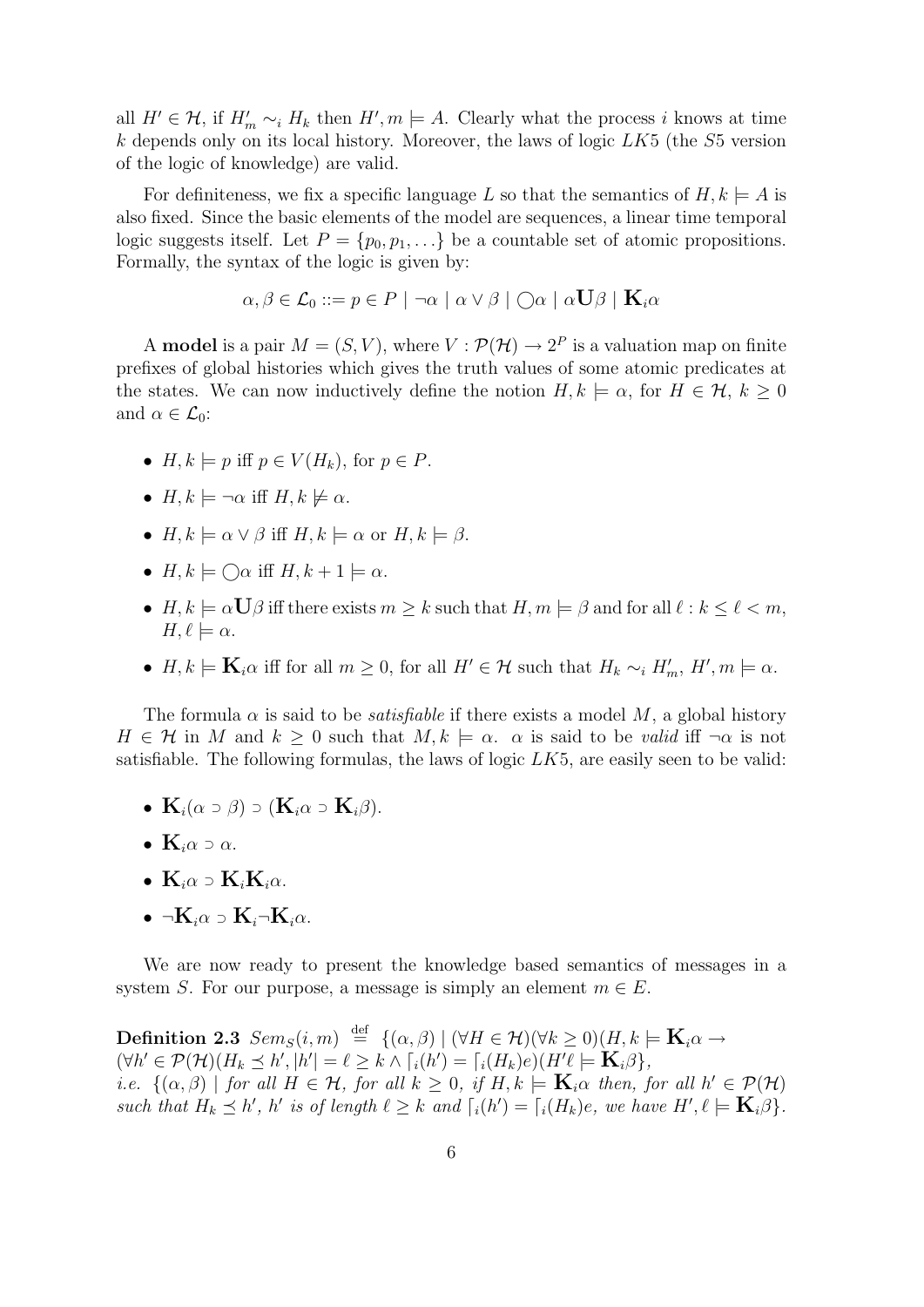all $H' \in \mathcal{H}$, if $H'_m \sim_i H_k$ then $H', m \models A$. Clearly what the process $i$ knows at time $k$ depends only on its local history. Moreover, the laws of logic $LK5$ (the $S5$ version of the logic of knowledge) are valid.

For definiteness, we fix a specific language $L$ so that the semantics of $H, k \models A$ is also fixed. Since the basic elements of the model are sequences, a linear time temporal logic suggests itself. Let $P = \{p_0, p_1, \ldots\}$ be a countable set of atomic propositions. Formally, the syntax of the logic is given by:

$$\alpha, \beta \in \mathcal{L}_0 ::= p \in P \mid \neg\alpha \mid \alpha \vee \beta \mid \bigcirc\alpha \mid \alpha \mathbf{U} \beta \mid \mathbf{K}_i\alpha$$

A **model** is a pair $M = (S, V)$, where $V : \mathcal{P}(\mathcal{H}) \to 2^P$ is a valuation map on finite prefixes of global histories which gives the truth values of some atomic predicates at the states. We can now inductively define the notion $H, k \models \alpha$, for $H \in \mathcal{H}$, $k \geq 0$ and $\alpha \in \mathcal{L}_0$:

- $H, k \models p$ iff $p \in V(H_k)$, for $p \in P$.
- $H, k \models \neg\alpha$ iff $H, k \not\models \alpha$.
- $H, k \models \alpha \vee \beta$ iff $H, k \models \alpha$ or $H, k \models \beta$.
- $H, k \models \bigcirc\alpha$ iff $H, k+1 \models \alpha$.
- $H, k \models \alpha \mathbf{U} \beta$ iff there exists $m \geq k$ such that $H, m \models \beta$ and for all $\ell : k \leq \ell < m$, $H, \ell \models \alpha$.
- $H, k \models \mathbf{K}_i\alpha$ iff for all $m \geq 0$, for all $H' \in \mathcal{H}$ such that $H_k \sim_i H'_m$, $H', m \models \alpha$.

The formula $\alpha$ is said to be *satisfiable* if there exists a model $M$, a global history $H \in \mathcal{H}$ in $M$ and $k \geq 0$ such that $M, k \models \alpha$. $\alpha$ is said to be *valid* iff $\neg\alpha$ is not satisfiable. The following formulas, the laws of logic $LK5$, are easily seen to be valid:

- $\mathbf{K}_i(\alpha \supset \beta) \supset (\mathbf{K}_i\alpha \supset \mathbf{K}_i\beta)$.
- $\mathbf{K}_i\alpha \supset \alpha$.
- $\mathbf{K}_i\alpha \supset \mathbf{K}_i\mathbf{K}_i\alpha$.
- $\neg\mathbf{K}_i\alpha \supset \mathbf{K}_i\neg\mathbf{K}_i\alpha$.

We are now ready to present the knowledge based semantics of messages in a system $S$. For our purpose, a message is simply an element $m \in E$.

**Definition 2.3** $Sem_S(i, m) \stackrel{\text{def}}{=} \{(\alpha, \beta) \mid (\forall H \in \mathcal{H})(\forall k \geq 0)(H, k \models \mathbf{K}_i\alpha \to (\forall h' \in \mathcal{P}(\mathcal{H})(H_k \preceq h', |h'| = \ell \geq k \wedge \lceil_i(h') = \lceil_i(H_k)e)(H'\ell \models \mathbf{K}_i\beta\}$,
*i.e.* $\{(\alpha, \beta) \mid$ *for all* $H \in \mathcal{H}$*, for all* $k \geq 0$*, if* $H, k \models \mathbf{K}_i\alpha$ *then, for all* $h' \in \mathcal{P}(\mathcal{H})$ *such that* $H_k \preceq h'$*,* $h'$ *is of length* $\ell \geq k$ *and* $\lceil_i(h') = \lceil_i(H_k)e$*, we have* $H', \ell \models \mathbf{K}_i\beta\}$.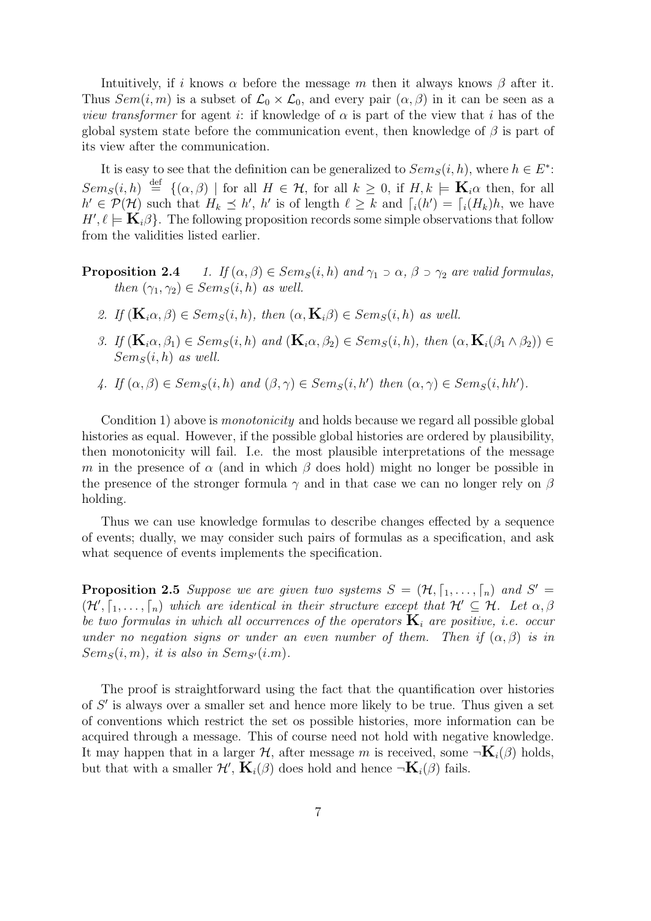Intuitively, if $i$ knows $\alpha$ before the message $m$ then it always knows $\beta$ after it. Thus $Sem(i,m)$ is a subset of $\mathcal{L}_0 \times \mathcal{L}_0$, and every pair $(\alpha, \beta)$ in it can be seen as a *view transformer* for agent $i$: if knowledge of $\alpha$ is part of the view that $i$ has of the global system state before the communication event, then knowledge of $\beta$ is part of its view after the communication.

It is easy to see that the definition can be generalized to $Sem_S(i,h)$, where $h \in E^*$: $Sem_S(i,h) \stackrel{\text{def}}{=} \{(\alpha,\beta) \mid$ for all $H \in \mathcal{H}$, for all $k \geq 0$, if $H,k \models \mathbf{K}_i\alpha$ then, for all $h' \in \mathcal{P}(\mathcal{H})$ such that $H_k \preceq h'$, $h'$ is of length $\ell \geq k$ and $\lceil_i(h') = \lceil_i(H_k)h$, we have $H', \ell \models \mathbf{K}_i\beta\}$. The following proposition records some simple observations that follow from the validities listed earlier.

**Proposition 2.4** *1. If $(\alpha,\beta) \in Sem_S(i,h)$ and $\gamma_1 \supset \alpha$, $\beta \supset \gamma_2$ are valid formulas, then $(\gamma_1, \gamma_2) \in Sem_S(i,h)$ as well.*

*2. If $(\mathbf{K}_i\alpha, \beta) \in Sem_S(i,h)$, then $(\alpha, \mathbf{K}_i\beta) \in Sem_S(i,h)$ as well.*

*3. If $(\mathbf{K}_i\alpha, \beta_1) \in Sem_S(i,h)$ and $(\mathbf{K}_i\alpha, \beta_2) \in Sem_S(i,h)$, then $(\alpha, \mathbf{K}_i(\beta_1 \wedge \beta_2)) \in Sem_S(i,h)$ as well.*

*4. If $(\alpha,\beta) \in Sem_S(i,h)$ and $(\beta,\gamma) \in Sem_S(i,h')$ then $(\alpha,\gamma) \in Sem_S(i,hh')$.*

Condition 1) above is *monotonicity* and holds because we regard all possible global histories as equal. However, if the possible global histories are ordered by plausibility, then monotonicity will fail. I.e. the most plausible interpretations of the message $m$ in the presence of $\alpha$ (and in which $\beta$ does hold) might no longer be possible in the presence of the stronger formula $\gamma$ and in that case we can no longer rely on $\beta$ holding.

Thus we can use knowledge formulas to describe changes effected by a sequence of events; dually, we may consider such pairs of formulas as a specification, and ask what sequence of events implements the specification.

**Proposition 2.5** *Suppose we are given two systems $S = (\mathcal{H}, \lceil_1, \ldots, \lceil_n)$ and $S' = (\mathcal{H}', \lceil_1, \ldots, \lceil_n)$ which are identical in their structure except that $\mathcal{H}' \subseteq \mathcal{H}$. Let $\alpha, \beta$ be two formulas in which all occurrences of the operators $\mathbf{K}_i$ are positive, i.e. occur under no negation signs or under an even number of them. Then if $(\alpha,\beta)$ is in $Sem_S(i,m)$, it is also in $Sem_{S'}(i.m)$.*

The proof is straightforward using the fact that the quantification over histories of $S'$ is always over a smaller set and hence more likely to be true. Thus given a set of conventions which restrict the set os possible histories, more information can be acquired through a message. This of course need not hold with negative knowledge. It may happen that in a larger $\mathcal{H}$, after message $m$ is received, some $\neg\mathbf{K}_i(\beta)$ holds, but that with a smaller $\mathcal{H}'$, $\mathbf{K}_i(\beta)$ does hold and hence $\neg\mathbf{K}_i(\beta)$ fails.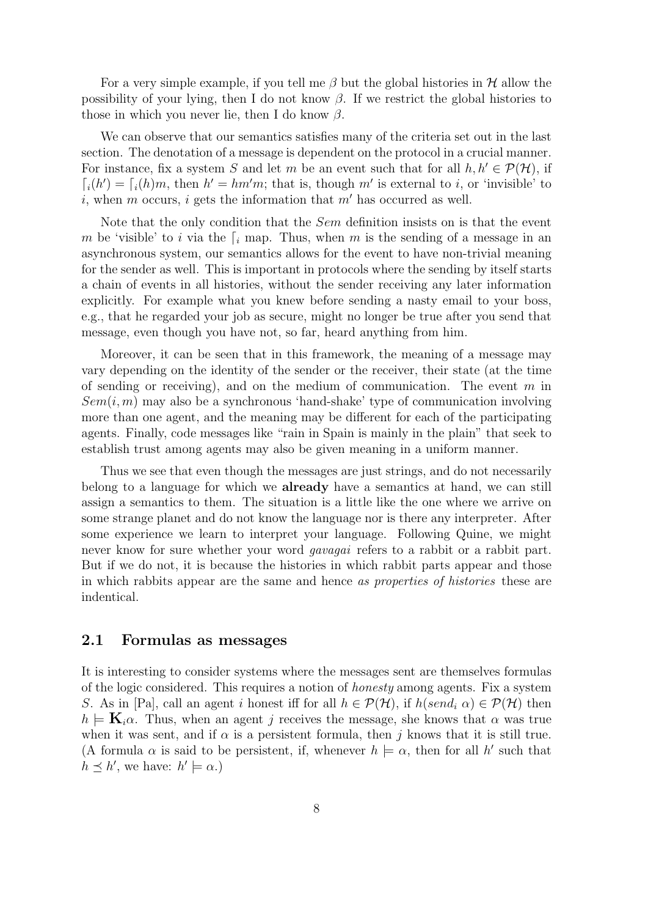For a very simple example, if you tell me $\beta$ but the global histories in $\mathcal{H}$ allow the possibility of your lying, then I do not know $\beta$. If we restrict the global histories to those in which you never lie, then I do know $\beta$.

We can observe that our semantics satisfies many of the criteria set out in the last section. The denotation of a message is dependent on the protocol in a crucial manner. For instance, fix a system $S$ and let $m$ be an event such that for all $h, h' \in \mathcal{P}(\mathcal{H})$, if $\lceil_i(h') = \lceil_i(h)m$, then $h' = hm'm$; that is, though $m'$ is external to $i$, or 'invisible' to $i$, when $m$ occurs, $i$ gets the information that $m'$ has occurred as well.

Note that the only condition that the *Sem* definition insists on is that the event $m$ be 'visible' to $i$ via the $\lceil_i$ map. Thus, when $m$ is the sending of a message in an asynchronous system, our semantics allows for the event to have non-trivial meaning for the sender as well. This is important in protocols where the sending by itself starts a chain of events in all histories, without the sender receiving any later information explicitly. For example what you knew before sending a nasty email to your boss, e.g., that he regarded your job as secure, might no longer be true after you send that message, even though you have not, so far, heard anything from him.

Moreover, it can be seen that in this framework, the meaning of a message may vary depending on the identity of the sender or the receiver, their state (at the time of sending or receiving), and on the medium of communication. The event $m$ in $Sem(i, m)$ may also be a synchronous 'hand-shake' type of communication involving more than one agent, and the meaning may be different for each of the participating agents. Finally, code messages like "rain in Spain is mainly in the plain" that seek to establish trust among agents may also be given meaning in a uniform manner.

Thus we see that even though the messages are just strings, and do not necessarily belong to a language for which we **already** have a semantics at hand, we can still assign a semantics to them. The situation is a little like the one where we arrive on some strange planet and do not know the language nor is there any interpreter. After some experience we learn to interpret your language. Following Quine, we might never know for sure whether your word *gavagai* refers to a rabbit or a rabbit part. But if we do not, it is because the histories in which rabbit parts appear and those in which rabbits appear are the same and hence *as properties of histories* these are indentical.

## 2.1 Formulas as messages

It is interesting to consider systems where the messages sent are themselves formulas of the logic considered. This requires a notion of *honesty* among agents. Fix a system $S$. As in [Pa], call an agent $i$ honest iff for all $h \in \mathcal{P}(\mathcal{H})$, if $h(send_i\ \alpha) \in \mathcal{P}(\mathcal{H})$ then $h \models \mathbf{K}_i\alpha$. Thus, when an agent $j$ receives the message, she knows that $\alpha$ was true when it was sent, and if $\alpha$ is a persistent formula, then $j$ knows that it is still true. (A formula $\alpha$ is said to be persistent, if, whenever $h \models \alpha$, then for all $h'$ such that $h \preceq h'$, we have: $h' \models \alpha$.)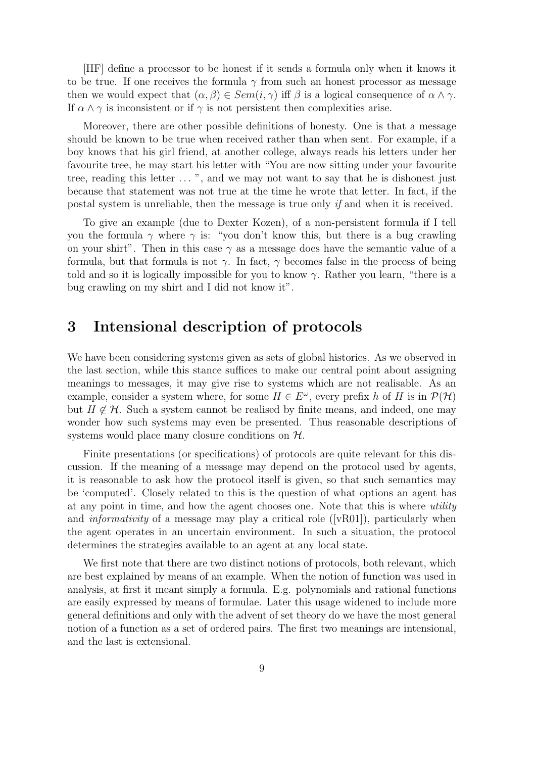[HF] define a processor to be honest if it sends a formula only when it knows it to be true. If one receives the formula $\gamma$ from such an honest processor as message then we would expect that $(\alpha, \beta) \in Sem(i, \gamma)$ iff $\beta$ is a logical consequence of $\alpha \wedge \gamma$. If $\alpha \wedge \gamma$ is inconsistent or if $\gamma$ is not persistent then complexities arise.

Moreover, there are other possible definitions of honesty. One is that a message should be known to be true when received rather than when sent. For example, if a boy knows that his girl friend, at another college, always reads his letters under her favourite tree, he may start his letter with "You are now sitting under your favourite tree, reading this letter ... ", and we may not want to say that he is dishonest just because that statement was not true at the time he wrote that letter. In fact, if the postal system is unreliable, then the message is true only *if* and when it is received.

To give an example (due to Dexter Kozen), of a non-persistent formula if I tell you the formula $\gamma$ where $\gamma$ is: "you don't know this, but there is a bug crawling on your shirt". Then in this case $\gamma$ as a message does have the semantic value of a formula, but that formula is not $\gamma$. In fact, $\gamma$ becomes false in the process of being told and so it is logically impossible for you to know $\gamma$. Rather you learn, "there is a bug crawling on my shirt and I did not know it".

# 3 Intensional description of protocols

We have been considering systems given as sets of global histories. As we observed in the last section, while this stance suffices to make our central point about assigning meanings to messages, it may give rise to systems which are not realisable. As an example, consider a system where, for some $H \in E^\omega$, every prefix $h$ of $H$ is in $\mathcal{P}(\mathcal{H})$ but $H \notin \mathcal{H}$. Such a system cannot be realised by finite means, and indeed, one may wonder how such systems may even be presented. Thus reasonable descriptions of systems would place many closure conditions on $\mathcal{H}$.

Finite presentations (or specifications) of protocols are quite relevant for this discussion. If the meaning of a message may depend on the protocol used by agents, it is reasonable to ask how the protocol itself is given, so that such semantics may be 'computed'. Closely related to this is the question of what options an agent has at any point in time, and how the agent chooses one. Note that this is where *utility* and *informativity* of a message may play a critical role ([vR01]), particularly when the agent operates in an uncertain environment. In such a situation, the protocol determines the strategies available to an agent at any local state.

We first note that there are two distinct notions of protocols, both relevant, which are best explained by means of an example. When the notion of function was used in analysis, at first it meant simply a formula. E.g. polynomials and rational functions are easily expressed by means of formulae. Later this usage widened to include more general definitions and only with the advent of set theory do we have the most general notion of a function as a set of ordered pairs. The first two meanings are intensional, and the last is extensional.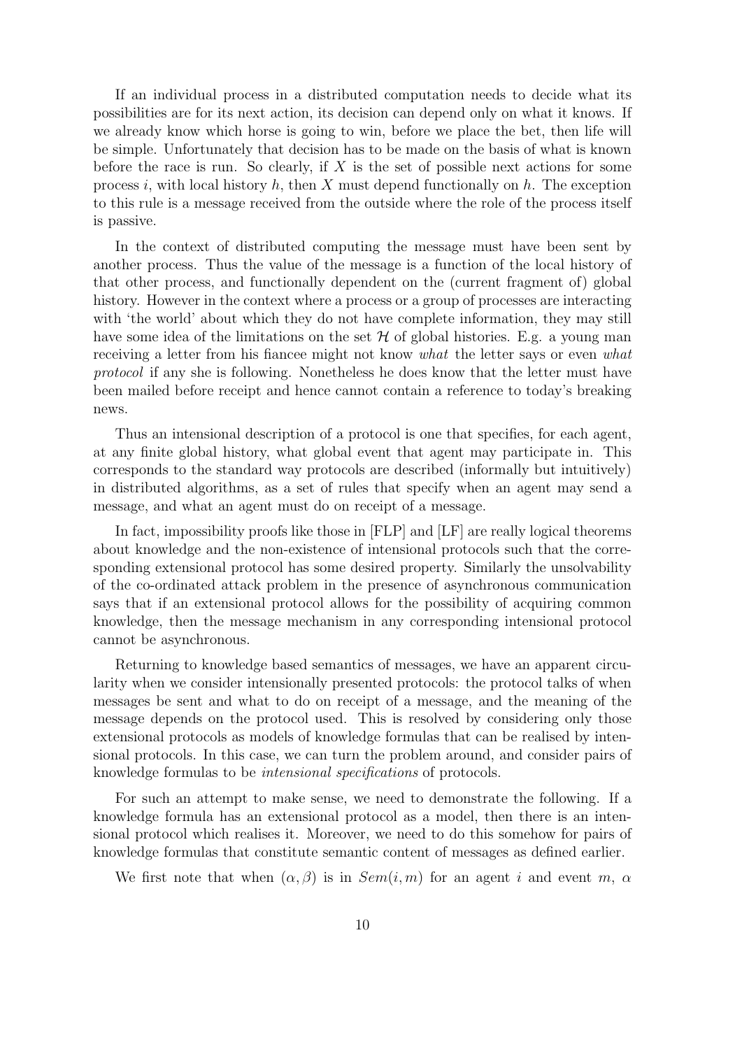If an individual process in a distributed computation needs to decide what its possibilities are for its next action, its decision can depend only on what it knows. If we already know which horse is going to win, before we place the bet, then life will be simple. Unfortunately that decision has to be made on the basis of what is known before the race is run. So clearly, if $X$ is the set of possible next actions for some process $i$, with local history $h$, then $X$ must depend functionally on $h$. The exception to this rule is a message received from the outside where the role of the process itself is passive.

In the context of distributed computing the message must have been sent by another process. Thus the value of the message is a function of the local history of that other process, and functionally dependent on the (current fragment of) global history. However in the context where a process or a group of processes are interacting with 'the world' about which they do not have complete information, they may still have some idea of the limitations on the set $\mathcal{H}$ of global histories. E.g. a young man receiving a letter from his fiancee might not know *what* the letter says or even *what protocol* if any she is following. Nonetheless he does know that the letter must have been mailed before receipt and hence cannot contain a reference to today's breaking news.

Thus an intensional description of a protocol is one that specifies, for each agent, at any finite global history, what global event that agent may participate in. This corresponds to the standard way protocols are described (informally but intuitively) in distributed algorithms, as a set of rules that specify when an agent may send a message, and what an agent must do on receipt of a message.

In fact, impossibility proofs like those in [FLP] and [LF] are really logical theorems about knowledge and the non-existence of intensional protocols such that the corresponding extensional protocol has some desired property. Similarly the unsolvability of the co-ordinated attack problem in the presence of asynchronous communication says that if an extensional protocol allows for the possibility of acquiring common knowledge, then the message mechanism in any corresponding intensional protocol cannot be asynchronous.

Returning to knowledge based semantics of messages, we have an apparent circularity when we consider intensionally presented protocols: the protocol talks of when messages be sent and what to do on receipt of a message, and the meaning of the message depends on the protocol used. This is resolved by considering only those extensional protocols as models of knowledge formulas that can be realised by intensional protocols. In this case, we can turn the problem around, and consider pairs of knowledge formulas to be *intensional specifications* of protocols.

For such an attempt to make sense, we need to demonstrate the following. If a knowledge formula has an extensional protocol as a model, then there is an intensional protocol which realises it. Moreover, we need to do this somehow for pairs of knowledge formulas that constitute semantic content of messages as defined earlier.

We first note that when $(\alpha, \beta)$ is in $Sem(i, m)$ for an agent $i$ and event $m$, $\alpha$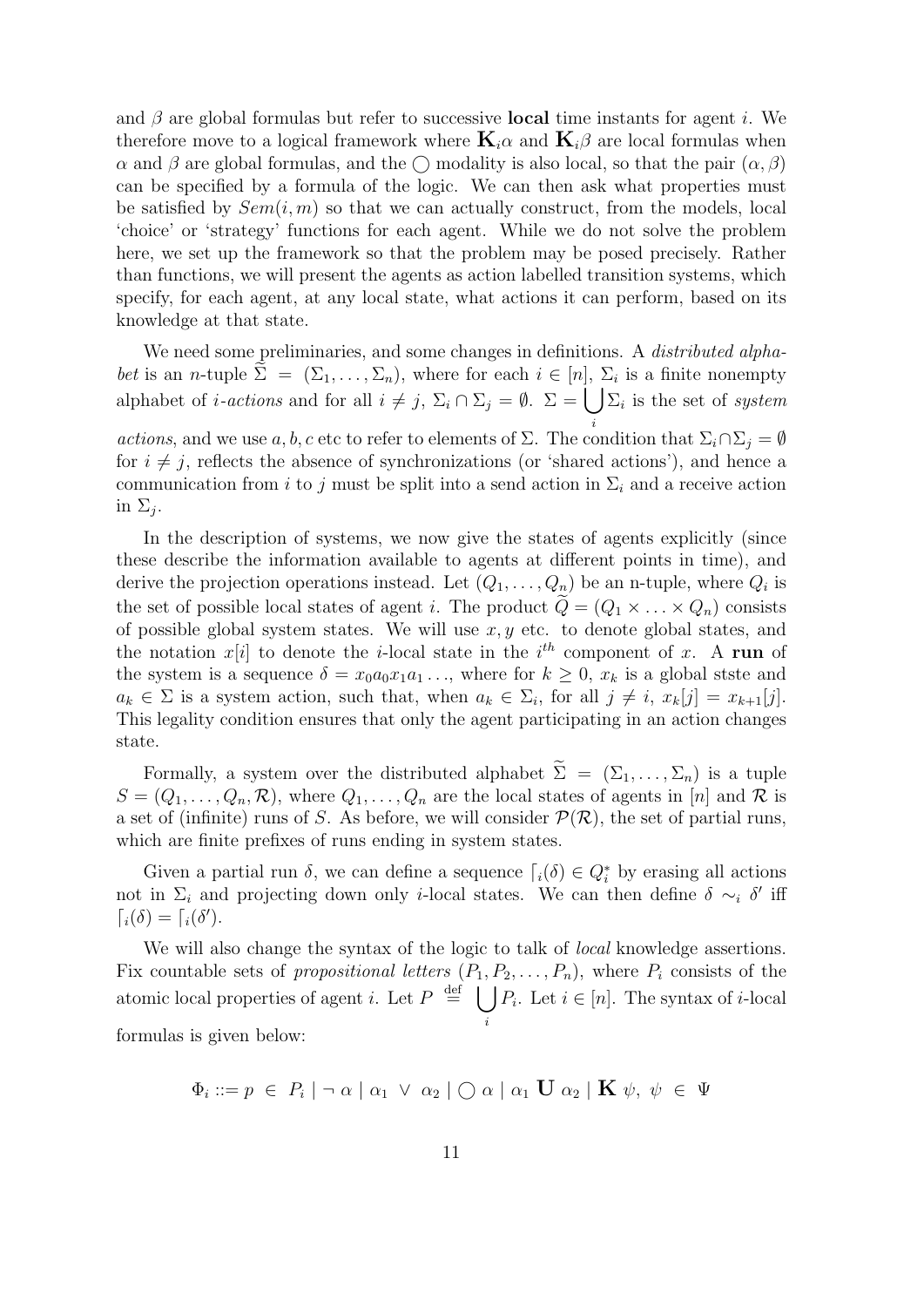and $\beta$ are global formulas but refer to successive **local** time instants for agent $i$. We therefore move to a logical framework where $\mathbf{K}_i\alpha$ and $\mathbf{K}_i\beta$ are local formulas when $\alpha$ and $\beta$ are global formulas, and the $\bigcirc$ modality is also local, so that the pair $(\alpha, \beta)$ can be specified by a formula of the logic. We can then ask what properties must be satisfied by $Sem(i, m)$ so that we can actually construct, from the models, local 'choice' or 'strategy' functions for each agent. While we do not solve the problem here, we set up the framework so that the problem may be posed precisely. Rather than functions, we will present the agents as action labelled transition systems, which specify, for each agent, at any local state, what actions it can perform, based on its knowledge at that state.

We need some preliminaries, and some changes in definitions. A *distributed alphabet* is an $n$-tuple $\widetilde{\Sigma} = (\Sigma_1, \ldots, \Sigma_n)$, where for each $i \in [n]$, $\Sigma_i$ is a finite nonempty alphabet of *i-actions* and for all $i \neq j$, $\Sigma_i \cap \Sigma_j = \emptyset$. $\Sigma = \bigcup_i \Sigma_i$ is the set of *system actions*, and we use $a, b, c$ etc to refer to elements of $\Sigma$. The condition that $\Sigma_i \cap \Sigma_j = \emptyset$ for $i \neq j$, reflects the absence of synchronizations (or 'shared actions'), and hence a communication from $i$ to $j$ must be split into a send action in $\Sigma_i$ and a receive action in $\Sigma_j$.

In the description of systems, we now give the states of agents explicitly (since these describe the information available to agents at different points in time), and derive the projection operations instead. Let $(Q_1, \ldots, Q_n)$ be an n-tuple, where $Q_i$ is the set of possible local states of agent $i$. The product $\widetilde{Q} = (Q_1 \times \ldots \times Q_n)$ consists of possible global system states. We will use $x, y$ etc. to denote global states, and the notation $x[i]$ to denote the $i$-local state in the $i^{th}$ component of $x$. A **run** of the system is a sequence $\delta = x_0 a_0 x_1 a_1 \ldots$, where for $k \geq 0$, $x_k$ is a global stste and $a_k \in \Sigma$ is a system action, such that, when $a_k \in \Sigma_i$, for all $j \neq i$, $x_k[j] = x_{k+1}[j]$. This legality condition ensures that only the agent participating in an action changes state.

Formally, a system over the distributed alphabet $\widetilde{\Sigma} = (\Sigma_1, \ldots, \Sigma_n)$ is a tuple $S = (Q_1, \ldots, Q_n, \mathcal{R})$, where $Q_1, \ldots, Q_n$ are the local states of agents in $[n]$ and $\mathcal{R}$ is a set of (infinite) runs of $S$. As before, we will consider $\mathcal{P}(\mathcal{R})$, the set of partial runs, which are finite prefixes of runs ending in system states.

Given a partial run $\delta$, we can define a sequence $\lceil_i(\delta) \in Q_i^*$ by erasing all actions not in $\Sigma_i$ and projecting down only $i$-local states. We can then define $\delta \sim_i \delta'$ iff $\lceil_i(\delta) = \lceil_i(\delta')$.

We will also change the syntax of the logic to talk of *local* knowledge assertions. Fix countable sets of *propositional letters* $(P_1, P_2, \ldots, P_n)$, where $P_i$ consists of the atomic local properties of agent $i$. Let $P \stackrel{\text{def}}{=} \bigcup_i P_i$. Let $i \in [n]$. The syntax of $i$-local formulas is given below:

$$\Phi_i ::= p \ \in \ P_i \mid \neg \ \alpha \mid \alpha_1 \ \vee \ \alpha_2 \mid \bigcirc \ \alpha \mid \alpha_1 \ \mathbf{U} \ \alpha_2 \mid \mathbf{K} \ \psi, \ \psi \ \in \ \Psi$$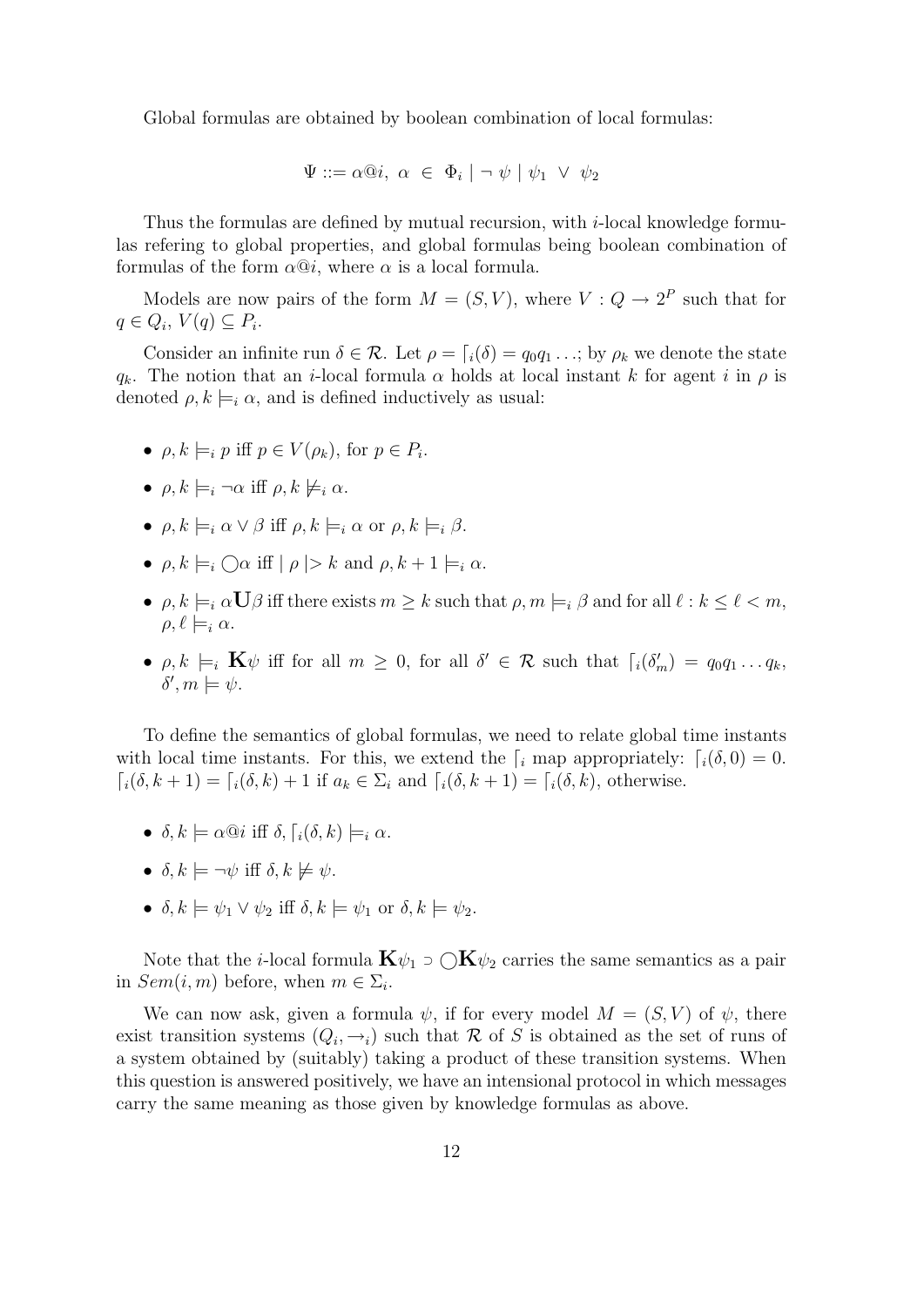Global formulas are obtained by boolean combination of local formulas:

$$\Psi ::= \alpha @ i,\ \alpha \ \in\ \Phi_i \mid \neg\ \psi \mid \psi_1\ \vee\ \psi_2$$

Thus the formulas are defined by mutual recursion, with $i$-local knowledge formulas refering to global properties, and global formulas being boolean combination of formulas of the form $\alpha @ i$, where $\alpha$ is a local formula.

Models are now pairs of the form $M = (S, V)$, where $V : Q \rightarrow 2^P$ such that for $q \in Q_i$, $V(q) \subseteq P_i$.

Consider an infinite run $\delta \in \mathcal{R}$. Let $\rho = \lceil_i(\delta) = q_0 q_1 \ldots$; by $\rho_k$ we denote the state $q_k$. The notion that an $i$-local formula $\alpha$ holds at local instant $k$ for agent $i$ in $\rho$ is denoted $\rho, k \models_i \alpha$, and is defined inductively as usual:

- $\rho, k \models_i p$ iff $p \in V(\rho_k)$, for $p \in P_i$.
- $\rho, k \models_i \neg\alpha$ iff $\rho, k \not\models_i \alpha$.
- $\rho, k \models_i \alpha \vee \beta$ iff $\rho, k \models_i \alpha$ or $\rho, k \models_i \beta$.
- $\rho, k \models_i \bigcirc\alpha$ iff $\mid \rho \mid > k$ and $\rho, k+1 \models_i \alpha$.
- $\rho, k \models_i \alpha \mathbf{U} \beta$ iff there exists $m \geq k$ such that $\rho, m \models_i \beta$ and for all $\ell : k \leq \ell < m$, $\rho, \ell \models_i \alpha$.
- $\rho, k \models_i \mathbf{K}\psi$ iff for all $m \geq 0$, for all $\delta' \in \mathcal{R}$ such that $\lceil_i(\delta'_m) = q_0 q_1 \ldots q_k$, $\delta', m \models \psi$.

To define the semantics of global formulas, we need to relate global time instants with local time instants. For this, we extend the $\lceil_i$ map appropriately: $\lceil_i(\delta, 0) = 0$. $\lceil_i(\delta, k+1) = \lceil_i(\delta, k) + 1$ if $a_k \in \Sigma_i$ and $\lceil_i(\delta, k+1) = \lceil_i(\delta, k)$, otherwise.

- $\delta, k \models \alpha @ i$ iff $\delta, \lceil_i(\delta, k) \models_i \alpha$.
- $\delta, k \models \neg\psi$ iff $\delta, k \not\models \psi$.
- $\delta, k \models \psi_1 \vee \psi_2$ iff $\delta, k \models \psi_1$ or $\delta, k \models \psi_2$.

Note that the $i$-local formula $\mathbf{K}\psi_1 \supset \bigcirc\mathbf{K}\psi_2$ carries the same semantics as a pair in $Sem(i, m)$ before, when $m \in \Sigma_i$.

We can now ask, given a formula $\psi$, if for every model $M = (S, V)$ of $\psi$, there exist transition systems $(Q_i, \rightarrow_i)$ such that $\mathcal{R}$ of $S$ is obtained as the set of runs of a system obtained by (suitably) taking a product of these transition systems. When this question is answered positively, we have an intensional protocol in which messages carry the same meaning as those given by knowledge formulas as above.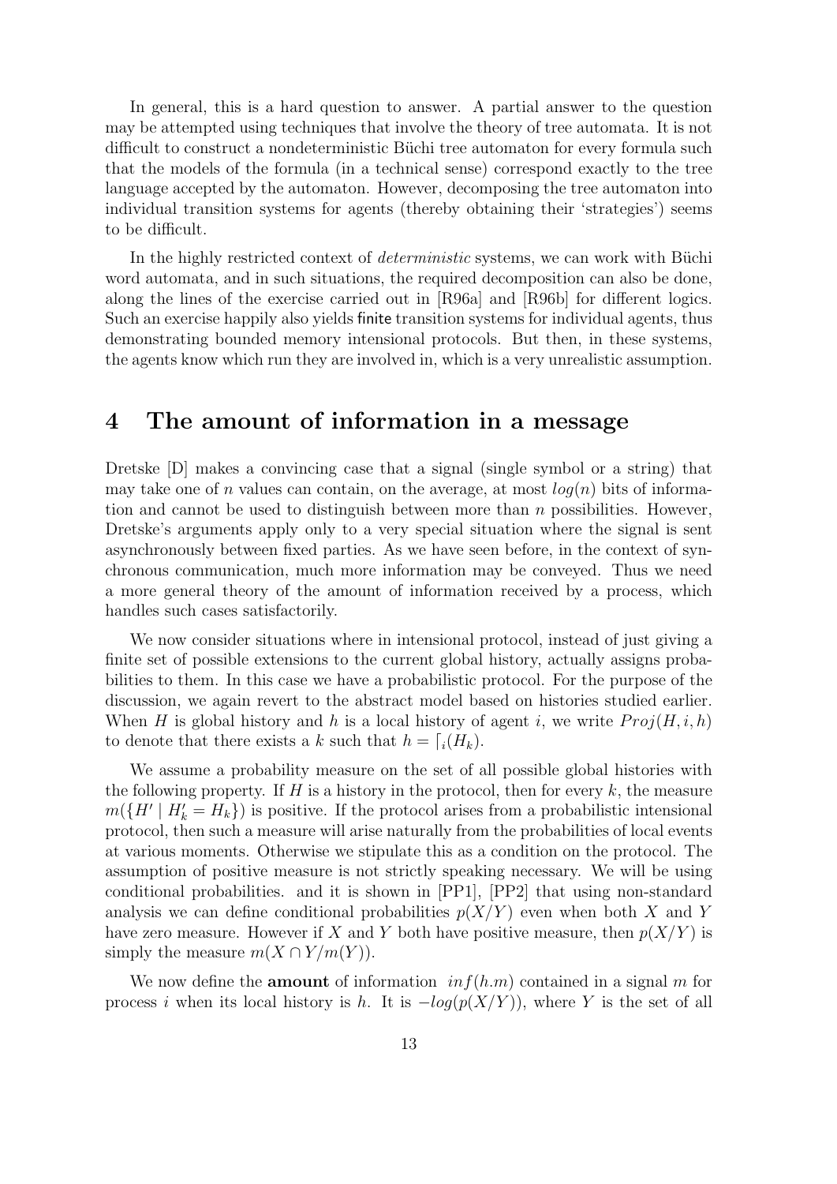In general, this is a hard question to answer. A partial answer to the question may be attempted using techniques that involve the theory of tree automata. It is not difficult to construct a nondeterministic Büchi tree automaton for every formula such that the models of the formula (in a technical sense) correspond exactly to the tree language accepted by the automaton. However, decomposing the tree automaton into individual transition systems for agents (thereby obtaining their 'strategies') seems to be difficult.

In the highly restricted context of *deterministic* systems, we can work with Büchi word automata, and in such situations, the required decomposition can also be done, along the lines of the exercise carried out in [R96a] and [R96b] for different logics. Such an exercise happily also yields finite transition systems for individual agents, thus demonstrating bounded memory intensional protocols. But then, in these systems, the agents know which run they are involved in, which is a very unrealistic assumption.

## 4 The amount of information in a message

Dretske [D] makes a convincing case that a signal (single symbol or a string) that may take one of $n$ values can contain, on the average, at most $log(n)$ bits of information and cannot be used to distinguish between more than $n$ possibilities. However, Dretske's arguments apply only to a very special situation where the signal is sent asynchronously between fixed parties. As we have seen before, in the context of synchronous communication, much more information may be conveyed. Thus we need a more general theory of the amount of information received by a process, which handles such cases satisfactorily.

We now consider situations where in intensional protocol, instead of just giving a finite set of possible extensions to the current global history, actually assigns probabilities to them. In this case we have a probabilistic protocol. For the purpose of the discussion, we again revert to the abstract model based on histories studied earlier. When $H$ is global history and $h$ is a local history of agent $i$, we write $Proj(H, i, h)$ to denote that there exists a $k$ such that $h = \lceil_i(H_k)$.

We assume a probability measure on the set of all possible global histories with the following property. If $H$ is a history in the protocol, then for every $k$, the measure $m(\{H' \mid H'_k = H_k\})$ is positive. If the protocol arises from a probabilistic intensional protocol, then such a measure will arise naturally from the probabilities of local events at various moments. Otherwise we stipulate this as a condition on the protocol. The assumption of positive measure is not strictly speaking necessary. We will be using conditional probabilities. and it is shown in [PP1], [PP2] that using non-standard analysis we can define conditional probabilities $p(X/Y)$ even when both $X$ and $Y$ have zero measure. However if $X$ and $Y$ both have positive measure, then $p(X/Y)$ is simply the measure $m(X \cap Y/m(Y))$.

We now define the **amount** of information $inf(h.m)$ contained in a signal $m$ for process $i$ when its local history is $h$. It is $-log(p(X/Y))$, where $Y$ is the set of all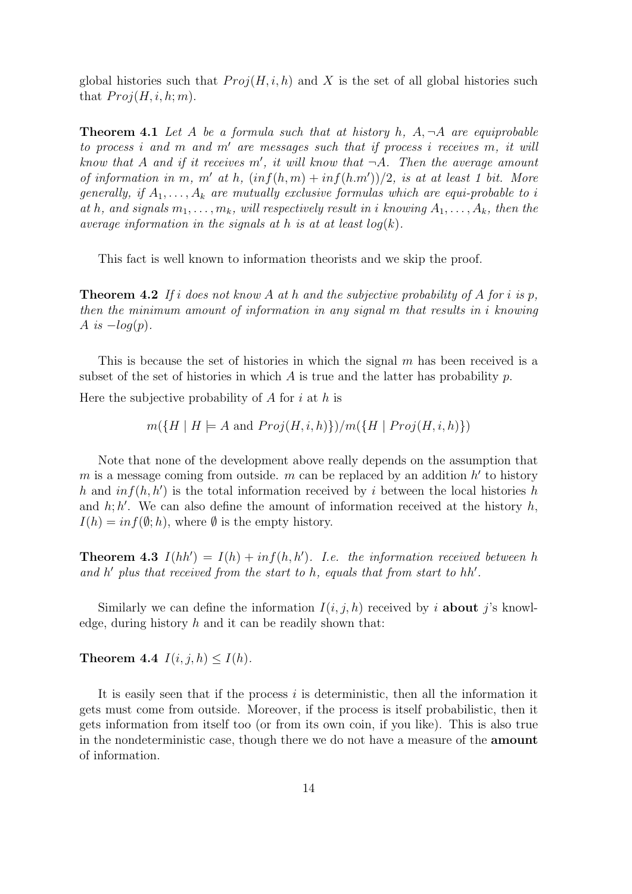global histories such that $Proj(H, i, h)$ and $X$ is the set of all global histories such that $Proj(H, i, h; m)$.

**Theorem 4.1** *Let $A$ be a formula such that at history $h$, $A, \neg A$ are equiprobable to process $i$ and $m$ and $m'$ are messages such that if process $i$ receives $m$, it will know that $A$ and if it receives $m'$, it will know that $\neg A$. Then the average amount of information in $m$, $m'$ at $h$, $(inf(h, m) + inf(h.m'))/2$, is at at least 1 bit. More generally, if $A_1, \ldots, A_k$ are mutually exclusive formulas which are equi-probable to $i$ at $h$, and signals $m_1, \ldots, m_k$, will respectively result in $i$ knowing $A_1, \ldots, A_k$, then the average information in the signals at $h$ is at at least $log(k)$.*

This fact is well known to information theorists and we skip the proof.

**Theorem 4.2** *If $i$ does not know $A$ at $h$ and the subjective probability of $A$ for $i$ is $p$, then the minimum amount of information in any signal $m$ that results in $i$ knowing $A$ is $-log(p)$.*

This is because the set of histories in which the signal $m$ has been received is a subset of the set of histories in which $A$ is true and the latter has probability $p$.

Here the subjective probability of $A$ for $i$ at $h$ is

$$m(\{H \mid H \models A \text{ and } Proj(H, i, h)\})/m(\{H \mid Proj(H, i, h)\})$$

Note that none of the development above really depends on the assumption that $m$ is a message coming from outside. $m$ can be replaced by an addition $h'$ to history $h$ and $inf(h, h')$ is the total information received by $i$ between the local histories $h$ and $h; h'$. We can also define the amount of information received at the history $h$, $I(h) = inf(\emptyset; h)$, where $\emptyset$ is the empty history.

**Theorem 4.3** *$I(hh') = I(h) + inf(h, h')$. I.e. the information received between $h$ and $h'$ plus that received from the start to $h$, equals that from start to $hh'$.*

Similarly we can define the information $I(i, j, h)$ received by $i$ **about** $j$'s knowledge, during history $h$ and it can be readily shown that:

**Theorem 4.4** *$I(i, j, h) \leq I(h)$.*

It is easily seen that if the process $i$ is deterministic, then all the information it gets must come from outside. Moreover, if the process is itself probabilistic, then it gets information from itself too (or from its own coin, if you like). This is also true in the nondeterministic case, though there we do not have a measure of the **amount** of information.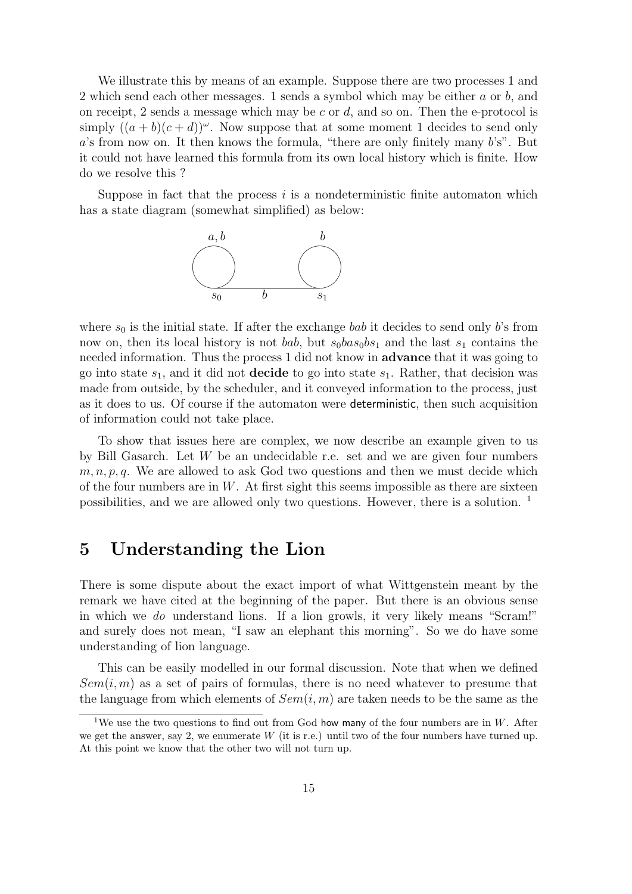We illustrate this by means of an example. Suppose there are two processes 1 and 2 which send each other messages. 1 sends a symbol which may be either $a$ or $b$, and on receipt, 2 sends a message which may be $c$ or $d$, and so on. Then the e-protocol is simply $((a+b)(c+d))^\omega$. Now suppose that at some moment 1 decides to send only $a$'s from now on. It then knows the formula, "there are only finitely many $b$'s". But it could not have learned this formula from its own local history which is finite. How do we resolve this ?

Suppose in fact that the process $i$ is a nondeterministic finite automaton which has a state diagram (somewhat simplified) as below:

where $s_0$ is the initial state. If after the exchange $bab$ it decides to send only $b$'s from now on, then its local history is not $bab$, but $s_0bas_0bs_1$ and the last $s_1$ contains the needed information. Thus the process 1 did not know in **advance** that it was going to go into state $s_1$, and it did not **decide** to go into state $s_1$. Rather, that decision was made from outside, by the scheduler, and it conveyed information to the process, just as it does to us. Of course if the automaton were deterministic, then such acquisition of information could not take place.

To show that issues here are complex, we now describe an example given to us by Bill Gasarch. Let $W$ be an undecidable r.e. set and we are given four numbers $m, n, p, q$. We are allowed to ask God two questions and then we must decide which of the four numbers are in $W$. At first sight this seems impossible as there are sixteen possibilities, and we are allowed only two questions. However, there is a solution. [1]

## 5 Understanding the Lion

There is some dispute about the exact import of what Wittgenstein meant by the remark we have cited at the beginning of the paper. But there is an obvious sense in which we *do* understand lions. If a lion growls, it very likely means "Scram!" and surely does not mean, "I saw an elephant this morning". So we do have some understanding of lion language.

This can be easily modelled in our formal discussion. Note that when we defined $Sem(i, m)$ as a set of pairs of formulas, there is no need whatever to presume that the language from which elements of $Sem(i, m)$ are taken needs to be the same as the

[1] We use the two questions to find out from God how many of the four numbers are in $W$. After we get the answer, say 2, we enumerate $W$ (it is r.e.) until two of the four numbers have turned up. At this point we know that the other two will not turn up.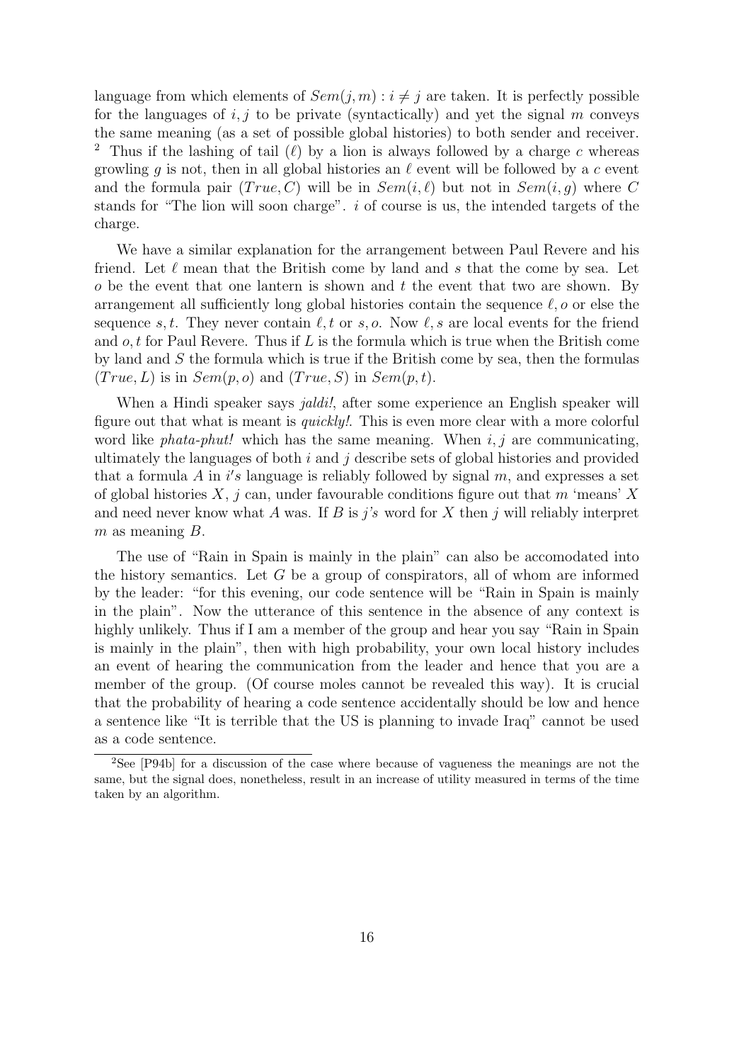language from which elements of $Sem(j, m) : i \neq j$ are taken. It is perfectly possible for the languages of $i, j$ to be private (syntactically) and yet the signal $m$ conveys the same meaning (as a set of possible global histories) to both sender and receiver. [2] Thus if the lashing of tail ($\ell$) by a lion is always followed by a charge $c$ whereas growling $g$ is not, then in all global histories an $\ell$ event will be followed by a $c$ event and the formula pair $(True, C)$ will be in $Sem(i, \ell)$ but not in $Sem(i, g)$ where $C$ stands for "The lion will soon charge". $i$ of course is us, the intended targets of the charge.

We have a similar explanation for the arrangement between Paul Revere and his friend. Let $\ell$ mean that the British come by land and $s$ that the come by sea. Let $o$ be the event that one lantern is shown and $t$ the event that two are shown. By arrangement all sufficiently long global histories contain the sequence $\ell, o$ or else the sequence $s, t$. They never contain $\ell, t$ or $s, o$. Now $\ell, s$ are local events for the friend and $o, t$ for Paul Revere. Thus if $L$ is the formula which is true when the British come by land and $S$ the formula which is true if the British come by sea, then the formulas $(True, L)$ is in $Sem(p, o)$ and $(True, S)$ in $Sem(p, t)$.

When a Hindi speaker says *jaldi!*, after some experience an English speaker will figure out that what is meant is *quickly!*. This is even more clear with a more colorful word like *phata-phut!* which has the same meaning. When $i, j$ are communicating, ultimately the languages of both $i$ and $j$ describe sets of global histories and provided that a formula $A$ in $i's$ language is reliably followed by signal $m$, and expresses a set of global histories $X$, $j$ can, under favourable conditions figure out that $m$ 'means' $X$ and need never know what $A$ was. If $B$ is $j's$ word for $X$ then $j$ will reliably interpret $m$ as meaning $B$.

The use of "Rain in Spain is mainly in the plain" can also be accomodated into the history semantics. Let $G$ be a group of conspirators, all of whom are informed by the leader: "for this evening, our code sentence will be "Rain in Spain is mainly in the plain". Now the utterance of this sentence in the absence of any context is highly unlikely. Thus if I am a member of the group and hear you say "Rain in Spain is mainly in the plain", then with high probability, your own local history includes an event of hearing the communication from the leader and hence that you are a member of the group. (Of course moles cannot be revealed this way). It is crucial that the probability of hearing a code sentence accidentally should be low and hence a sentence like "It is terrible that the US is planning to invade Iraq" cannot be used as a code sentence.

[2] See [P94b] for a discussion of the case where because of vagueness the meanings are not the same, but the signal does, nonetheless, result in an increase of utility measured in terms of the time taken by an algorithm.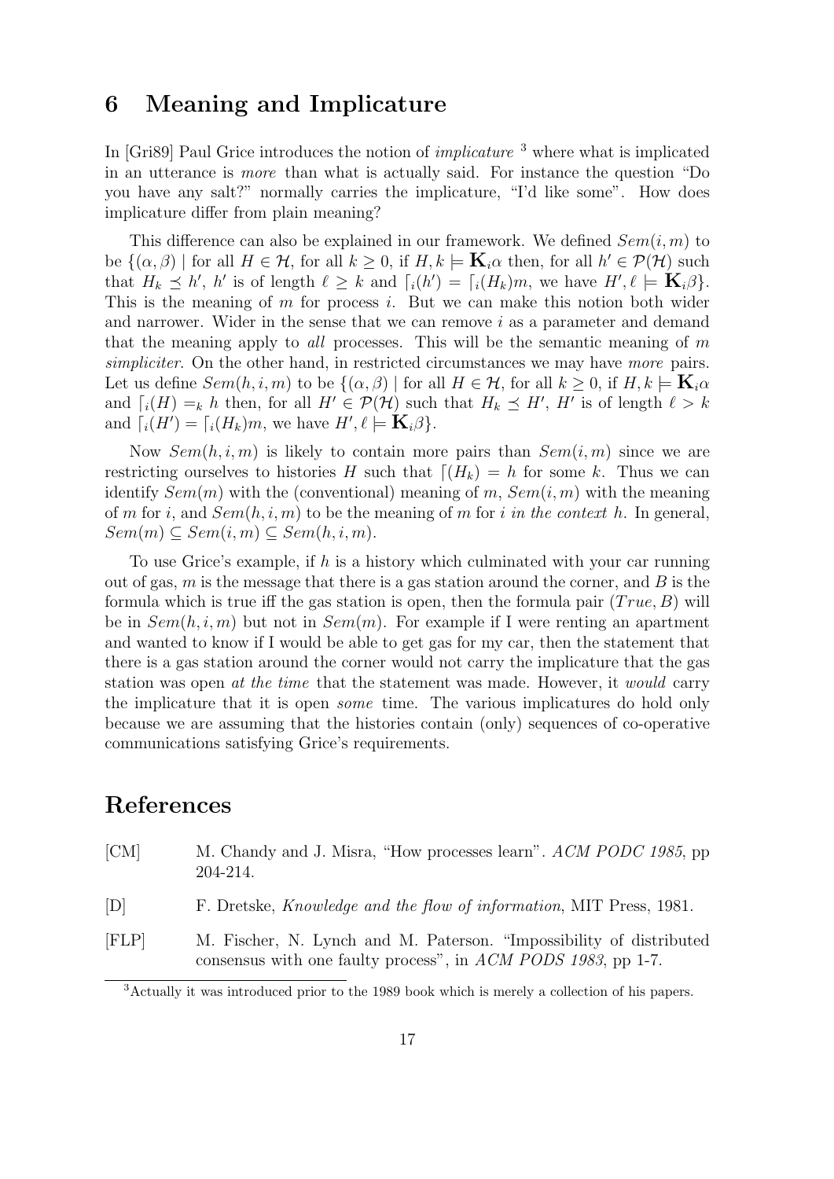## 6 Meaning and Implicature

In [Gri89] Paul Grice introduces the notion of *implicature* [3] where what is implicated in an utterance is *more* than what is actually said. For instance the question "Do you have any salt?" normally carries the implicature, "I'd like some". How does implicature differ from plain meaning?

This difference can also be explained in our framework. We defined $Sem(i, m)$ to be $\{(\alpha, \beta) \mid$ for all $H \in \mathcal{H}$, for all $k \geq 0$, if $H, k \models \mathbf{K}_i\alpha$ then, for all $h' \in \mathcal{P}(\mathcal{H})$ such that $H_k \preceq h'$, $h'$ is of length $\ell \geq k$ and $\lceil_i(h') = \lceil_i(H_k)m$, we have $H', \ell \models \mathbf{K}_i\beta\}$. This is the meaning of $m$ for process $i$. But we can make this notion both wider and narrower. Wider in the sense that we can remove $i$ as a parameter and demand that the meaning apply to *all* processes. This will be the semantic meaning of $m$ *simpliciter*. On the other hand, in restricted circumstances we may have *more* pairs. Let us define $Sem(h, i, m)$ to be $\{(\alpha, \beta) \mid$ for all $H \in \mathcal{H}$, for all $k \geq 0$, if $H, k \models \mathbf{K}_i\alpha$ and $\lceil_i(H) =_k h$ then, for all $H' \in \mathcal{P}(\mathcal{H})$ such that $H_k \preceq H'$, $H'$ is of length $\ell > k$ and $\lceil_i(H') = \lceil_i(H_k)m$, we have $H', \ell \models \mathbf{K}_i\beta\}$.

Now $Sem(h, i, m)$ is likely to contain more pairs than $Sem(i, m)$ since we are restricting ourselves to histories $H$ such that $\lceil(H_k) = h$ for some $k$. Thus we can identify $Sem(m)$ with the (conventional) meaning of $m$, $Sem(i, m)$ with the meaning of $m$ for $i$, and $Sem(h, i, m)$ to be the meaning of $m$ for $i$ *in the context* $h$. In general, $Sem(m) \subseteq Sem(i, m) \subseteq Sem(h, i, m)$.

To use Grice's example, if $h$ is a history which culminated with your car running out of gas, $m$ is the message that there is a gas station around the corner, and $B$ is the formula which is true iff the gas station is open, then the formula pair $(True, B)$ will be in $Sem(h, i, m)$ but not in $Sem(m)$. For example if I were renting an apartment and wanted to know if I would be able to get gas for my car, then the statement that there is a gas station around the corner would not carry the implicature that the gas station was open *at the time* that the statement was made. However, it *would* carry the implicature that it is open *some* time. The various implicatures do hold only because we are assuming that the histories contain (only) sequences of co-operative communications satisfying Grice's requirements.

# References

[CM] M. Chandy and J. Misra, "How processes learn". *ACM PODC 1985*, pp 204-214.

[D] F. Dretske, *Knowledge and the flow of information*, MIT Press, 1981.

[FLP] M. Fischer, N. Lynch and M. Paterson. "Impossibility of distributed consensus with one faulty process", in *ACM PODS 1983*, pp 1-7.

[3] Actually it was introduced prior to the 1989 book which is merely a collection of his papers.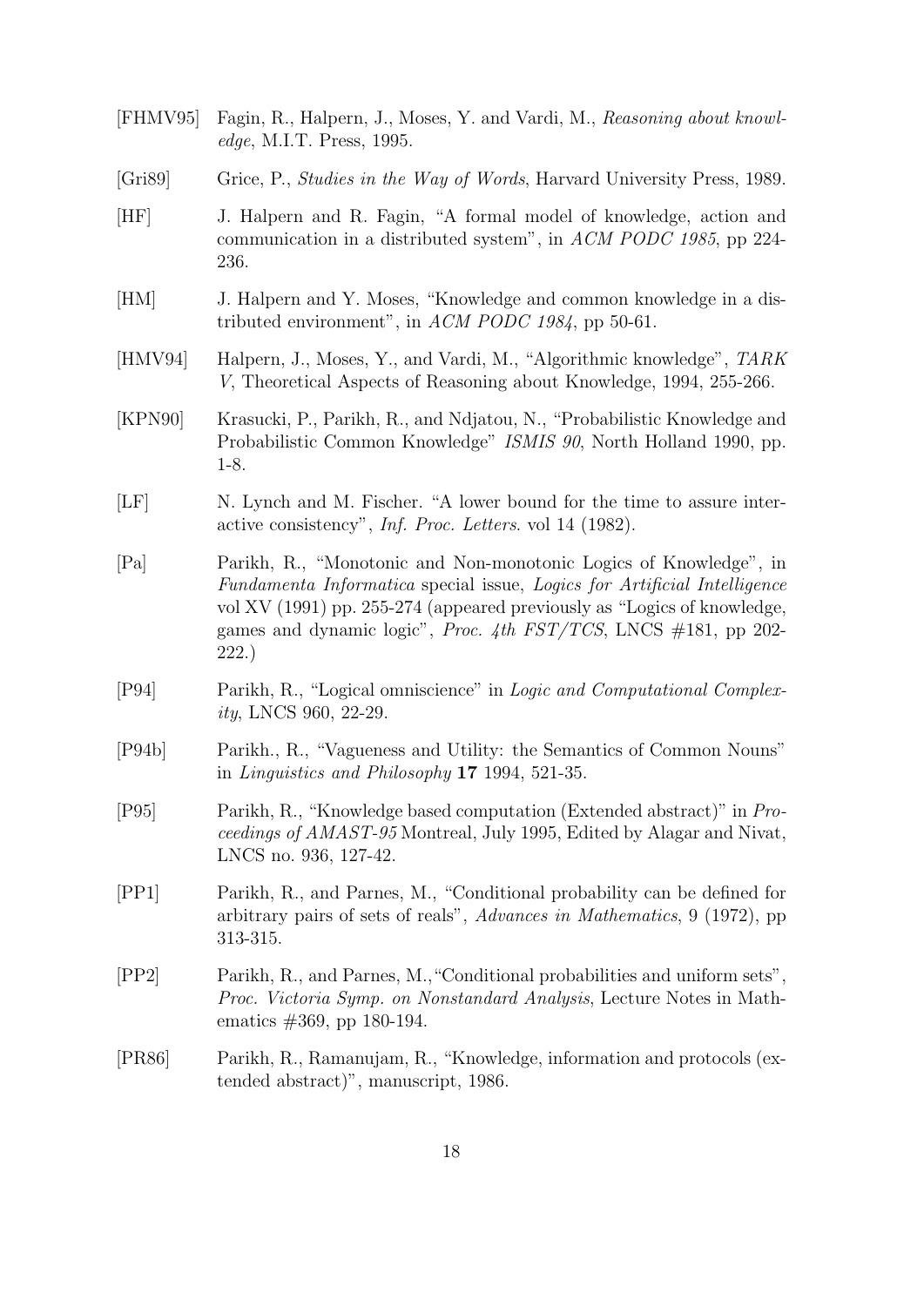[FHMV95] Fagin, R., Halpern, J., Moses, Y. and Vardi, M., *Reasoning about knowledge*, M.I.T. Press, 1995.

[Gri89] Grice, P., *Studies in the Way of Words*, Harvard University Press, 1989.

[HF] J. Halpern and R. Fagin, "A formal model of knowledge, action and communication in a distributed system", in *ACM PODC 1985*, pp 224-236.

[HM] J. Halpern and Y. Moses, "Knowledge and common knowledge in a distributed environment", in *ACM PODC 1984*, pp 50-61.

[HMV94] Halpern, J., Moses, Y., and Vardi, M., "Algorithmic knowledge", *TARK V*, Theoretical Aspects of Reasoning about Knowledge, 1994, 255-266.

[KPN90] Krasucki, P., Parikh, R., and Ndjatou, N., "Probabilistic Knowledge and Probabilistic Common Knowledge" *ISMIS 90*, North Holland 1990, pp. 1-8.

[LF] N. Lynch and M. Fischer. "A lower bound for the time to assure interactive consistency", *Inf. Proc. Letters*. vol 14 (1982).

[Pa] Parikh, R., "Monotonic and Non-monotonic Logics of Knowledge", in *Fundamenta Informatica* special issue, *Logics for Artificial Intelligence* vol XV (1991) pp. 255-274 (appeared previously as "Logics of knowledge, games and dynamic logic", *Proc. 4th FST/TCS*, LNCS #181, pp 202-222.)

[P94] Parikh, R., "Logical omniscience" in *Logic and Computational Complexity*, LNCS 960, 22-29.

[P94b] Parikh., R., "Vagueness and Utility: the Semantics of Common Nouns" in *Linguistics and Philosophy* **17** 1994, 521-35.

[P95] Parikh, R., "Knowledge based computation (Extended abstract)" in *Proceedings of AMAST-95* Montreal, July 1995, Edited by Alagar and Nivat, LNCS no. 936, 127-42.

[PP1] Parikh, R., and Parnes, M., "Conditional probability can be defined for arbitrary pairs of sets of reals", *Advances in Mathematics*, 9 (1972), pp 313-315.

[PP2] Parikh, R., and Parnes, M.,"Conditional probabilities and uniform sets", *Proc. Victoria Symp. on Nonstandard Analysis*, Lecture Notes in Mathematics #369, pp 180-194.

[PR86] Parikh, R., Ramanujam, R., "Knowledge, information and protocols (extended abstract)", manuscript, 1986.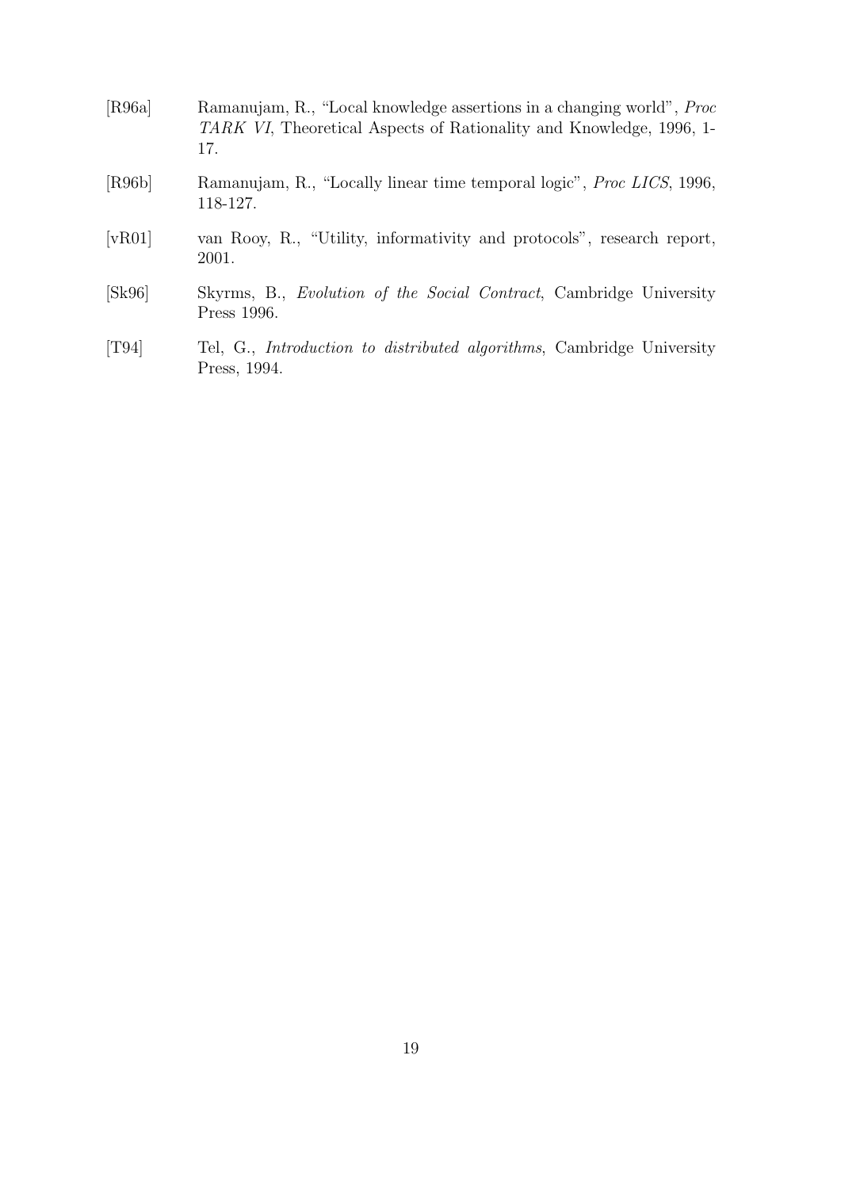[R96a] Ramanujam, R., "Local knowledge assertions in a changing world", *Proc TARK VI*, Theoretical Aspects of Rationality and Knowledge, 1996, 1-17.

[R96b] Ramanujam, R., "Locally linear time temporal logic", *Proc LICS*, 1996, 118-127.

[vR01] van Rooy, R., "Utility, informativity and protocols", research report, 2001.

[Sk96] Skyrms, B., *Evolution of the Social Contract*, Cambridge University Press 1996.

[T94] Tel, G., *Introduction to distributed algorithms*, Cambridge University Press, 1994.